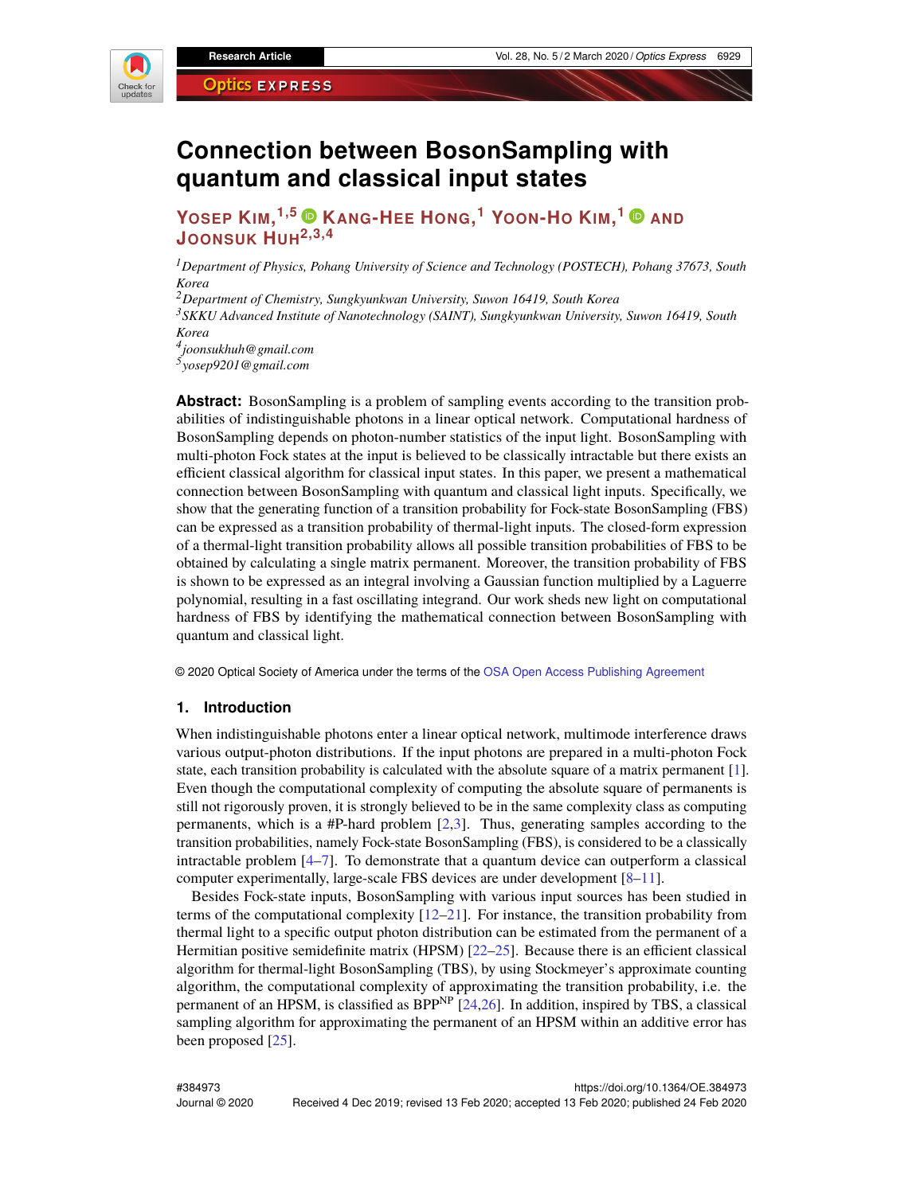# Connection between BosonSampling with quantum and classical input states

**YOSEP KIM,[1,5] KANG-HEE HONG,[1] YOON-HO KIM,[1] AND JOONSUK HUH[2,3,4]**

[1] *Department of Physics, Pohang University of Science and Technology (POSTECH), Pohang 37673, South Korea*
[2] *Department of Chemistry, Sungkyunkwan University, Suwon 16419, South Korea*
[3] *SKKU Advanced Institute of Nanotechnology (SAINT), Sungkyunkwan University, Suwon 16419, South Korea*
[4] *joonsukhuh@gmail.com*
[5] *yosep9201@gmail.com*

**Abstract:** BosonSampling is a problem of sampling events according to the transition probabilities of indistinguishable photons in a linear optical network. Computational hardness of BosonSampling depends on photon-number statistics of the input light. BosonSampling with multi-photon Fock states at the input is believed to be classically intractable but there exists an efficient classical algorithm for classical input states. In this paper, we present a mathematical connection between BosonSampling with quantum and classical light inputs. Specifically, we show that the generating function of a transition probability for Fock-state BosonSampling (FBS) can be expressed as a transition probability of thermal-light inputs. The closed-form expression of a thermal-light transition probability allows all possible transition probabilities of FBS to be obtained by calculating a single matrix permanent. Moreover, the transition probability of FBS is shown to be expressed as an integral involving a Gaussian function multiplied by a Laguerre polynomial, resulting in a fast oscillating integrand. Our work sheds new light on computational hardness of FBS by identifying the mathematical connection between BosonSampling with quantum and classical light.

© 2020 Optical Society of America under the terms of the OSA Open Access Publishing Agreement

## 1. Introduction

When indistinguishable photons enter a linear optical network, multimode interference draws various output-photon distributions. If the input photons are prepared in a multi-photon Fock state, each transition probability is calculated with the absolute square of a matrix permanent [1]. Even though the computational complexity of computing the absolute square of permanents is still not rigorously proven, it is strongly believed to be in the same complexity class as computing permanents, which is a #P-hard problem [2,3]. Thus, generating samples according to the transition probabilities, namely Fock-state BosonSampling (FBS), is considered to be a classically intractable problem [4–7]. To demonstrate that a quantum device can outperform a classical computer experimentally, large-scale FBS devices are under development [8–11].

Besides Fock-state inputs, BosonSampling with various input sources has been studied in terms of the computational complexity [12–21]. For instance, the transition probability from thermal light to a specific output photon distribution can be estimated from the permanent of a Hermitian positive semidefinite matrix (HPSM) [22–25]. Because there is an efficient classical algorithm for thermal-light BosonSampling (TBS), by using Stockmeyer's approximate counting algorithm, the computational complexity of approximating the transition probability, i.e. the permanent of an HPSM, is classified as $\mathrm{BPP}^{\mathrm{NP}}$ [24,26]. In addition, inspired by TBS, a classical sampling algorithm for approximating the permanent of an HPSM within an additive error has been proposed [25].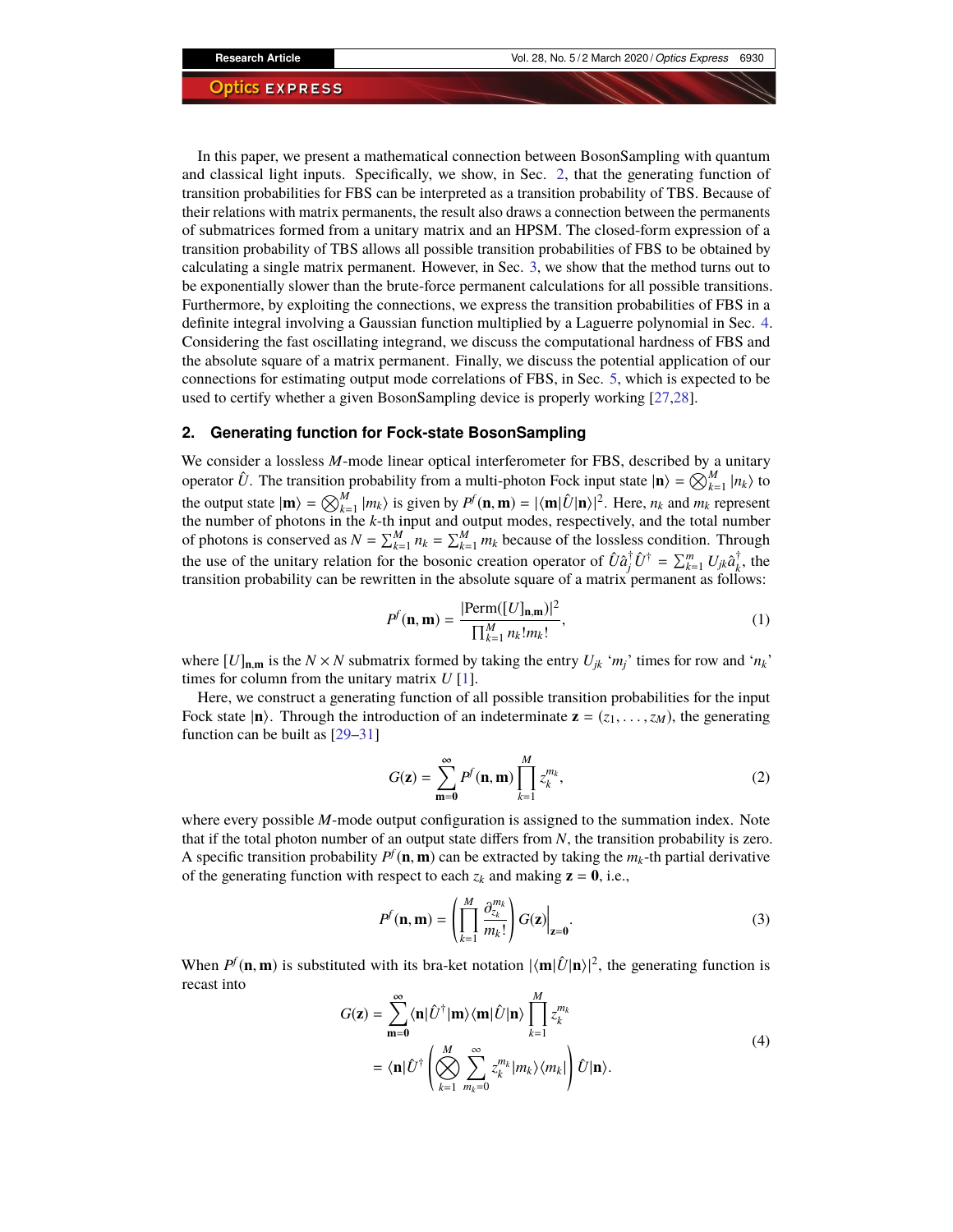In this paper, we present a mathematical connection between BosonSampling with quantum and classical light inputs. Specifically, we show, in Sec. 2, that the generating function of transition probabilities for FBS can be interpreted as a transition probability of TBS. Because of their relations with matrix permanents, the result also draws a connection between the permanents of submatrices formed from a unitary matrix and an HPSM. The closed-form expression of a transition probability of TBS allows all possible transition probabilities of FBS to be obtained by calculating a single matrix permanent. However, in Sec. 3, we show that the method turns out to be exponentially slower than the brute-force permanent calculations for all possible transitions. Furthermore, by exploiting the connections, we express the transition probabilities of FBS in a definite integral involving a Gaussian function multiplied by a Laguerre polynomial in Sec. 4. Considering the fast oscillating integrand, we discuss the computational hardness of FBS and the absolute square of a matrix permanent. Finally, we discuss the potential application of our connections for estimating output mode correlations of FBS, in Sec. 5, which is expected to be used to certify whether a given BosonSampling device is properly working [27,28].

## 2. Generating function for Fock-state BosonSampling

We consider a lossless $M$-mode linear optical interferometer for FBS, described by a unitary operator $\hat{U}$. The transition probability from a multi-photon Fock input state $|\mathbf{n}\rangle = \bigotimes_{k=1}^{M} |n_k\rangle$ to the output state $|\mathbf{m}\rangle = \bigotimes_{k=1}^{M} |m_k\rangle$ is given by $P^f(\mathbf{n}, \mathbf{m}) = |\langle \mathbf{m}|\hat{U}|\mathbf{n}\rangle|^2$. Here, $n_k$ and $m_k$ represent the number of photons in the $k$-th input and output modes, respectively, and the total number of photons is conserved as $N = \sum_{k=1}^{M} n_k = \sum_{k=1}^{M} m_k$ because of the lossless condition. Through the use of the unitary relation for the bosonic creation operator of $\hat{U}\hat{a}_j^\dagger \hat{U}^\dagger = \sum_{k=1}^{m} U_{jk}\hat{a}_k^\dagger$, the transition probability can be rewritten in the absolute square of a matrix permanent as follows:

$$P^f(\mathbf{n}, \mathbf{m}) = \frac{|\mathrm{Perm}([U]_{\mathbf{n},\mathbf{m}})|^2}{\prod_{k=1}^{M} n_k! m_k!}, \tag{1}$$

where $[U]_{\mathbf{n},\mathbf{m}}$ is the $N \times N$ submatrix formed by taking the entry $U_{jk}$ '$m_j$' times for row and '$n_k$' times for column from the unitary matrix $U$ [1].

Here, we construct a generating function of all possible transition probabilities for the input Fock state $|\mathbf{n}\rangle$. Through the introduction of an indeterminate $\mathbf{z} = (z_1, \ldots, z_M)$, the generating function can be built as [29–31]

$$G(\mathbf{z}) = \sum_{\mathbf{m}=\mathbf{0}}^{\infty} P^f(\mathbf{n}, \mathbf{m}) \prod_{k=1}^{M} z_k^{m_k}, \tag{2}$$

where every possible $M$-mode output configuration is assigned to the summation index. Note that if the total photon number of an output state differs from $N$, the transition probability is zero. A specific transition probability $P^f(\mathbf{n}, \mathbf{m})$ can be extracted by taking the $m_k$-th partial derivative of the generating function with respect to each $z_k$ and making $\mathbf{z} = \mathbf{0}$, i.e.,

$$P^f(\mathbf{n}, \mathbf{m}) = \left( \prod_{k=1}^{M} \frac{\partial_{z_k}^{m_k}}{m_k!} \right) G(\mathbf{z}) \Big|_{\mathbf{z}=\mathbf{0}}. \tag{3}$$

When $P^f(\mathbf{n}, \mathbf{m})$ is substituted with its bra-ket notation $|\langle \mathbf{m}|\hat{U}|\mathbf{n}\rangle|^2$, the generating function is recast into

$$\begin{aligned} G(\mathbf{z}) &= \sum_{\mathbf{m}=\mathbf{0}}^{\infty} \langle \mathbf{n}|\hat{U}^\dagger|\mathbf{m}\rangle\langle \mathbf{m}|\hat{U}|\mathbf{n}\rangle \prod_{k=1}^{M} z_k^{m_k} \\ &= \langle \mathbf{n}|\hat{U}^\dagger \left( \bigotimes_{k=1}^{M} \sum_{m_k=0}^{\infty} z_k^{m_k} |m_k\rangle\langle m_k| \right) \hat{U}|\mathbf{n}\rangle. \end{aligned} \tag{4}$$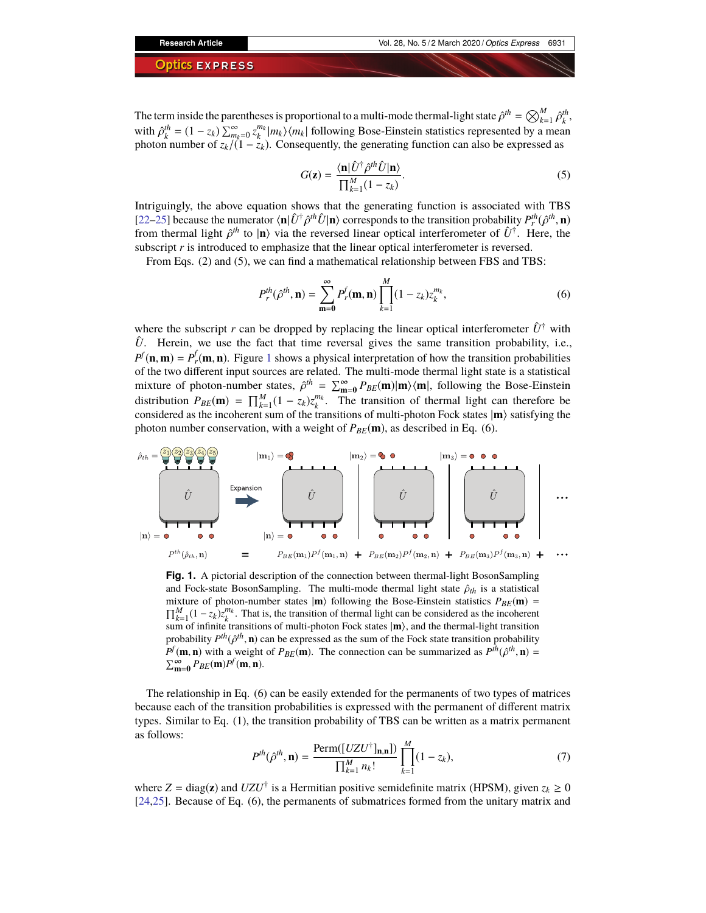The term inside the parentheses is proportional to a multi-mode thermal-light state $\hat{\rho}^{th} = \bigotimes_{k=1}^{M} \hat{\rho}_k^{th}$, with $\hat{\rho}_k^{th} = (1 - z_k) \sum_{m_k=0}^{\infty} z_k^{m_k} |m_k\rangle\langle m_k|$ following Bose-Einstein statistics represented by a mean photon number of $z_k/(1 - z_k)$. Consequently, the generating function can also be expressed as

$$G(\mathbf{z}) = \frac{\langle \mathbf{n}|\hat{U}^\dagger \hat{\rho}^{th} \hat{U}|\mathbf{n}\rangle}{\prod_{k=1}^{M}(1 - z_k)}. \tag{5}$$

Intriguingly, the above equation shows that the generating function is associated with TBS [22–25] because the numerator $\langle \mathbf{n}|\hat{U}^\dagger \hat{\rho}^{th} \hat{U}|\mathbf{n}\rangle$ corresponds to the transition probability $P_r^{th}(\hat{\rho}^{th}, \mathbf{n})$ from thermal light $\hat{\rho}^{th}$ to $|\mathbf{n}\rangle$ via the reversed linear optical interferometer of $\hat{U}^\dagger$. Here, the subscript $r$ is introduced to emphasize that the linear optical interferometer is reversed.

From Eqs. (2) and (5), we can find a mathematical relationship between FBS and TBS:

$$P_r^{th}(\hat{\rho}^{th}, \mathbf{n}) = \sum_{\mathbf{m}=\mathbf{0}}^{\infty} P_r^f(\mathbf{m}, \mathbf{n}) \prod_{k=1}^{M} (1 - z_k) z_k^{m_k}, \tag{6}$$

where the subscript $r$ can be dropped by replacing the linear optical interferometer $\hat{U}^\dagger$ with $\hat{U}$. Herein, we use the fact that time reversal gives the same transition probability, i.e., $P^f(\mathbf{n}, \mathbf{m}) = P_r^f(\mathbf{m}, \mathbf{n})$. Figure 1 shows a physical interpretation of how the transition probabilities of the two different input sources are related. The multi-mode thermal light state is a statistical mixture of photon-number states, $\hat{\rho}^{th} = \sum_{\mathbf{m}=\mathbf{0}}^{\infty} P_{BE}(\mathbf{m})|\mathbf{m}\rangle\langle\mathbf{m}|$, following the Bose-Einstein distribution $P_{BE}(\mathbf{m}) = \prod_{k=1}^{M}(1 - z_k) z_k^{m_k}$. The transition of thermal light can therefore be considered as the incoherent sum of the transitions of multi-photon Fock states $|\mathbf{m}\rangle$ satisfying the photon number conservation, with a weight of $P_{BE}(\mathbf{m})$, as described in Eq. (6).

**Fig. 1.** A pictorial description of the connection between thermal-light BosonSampling and Fock-state BosonSampling. The multi-mode thermal light state $\hat{\rho}_{th}$ is a statistical mixture of photon-number states $|\mathbf{m}\rangle$ following the Bose-Einstein statistics $P_{BE}(\mathbf{m}) = \prod_{k=1}^{M}(1 - z_k) z_k^{m_k}$. That is, the transition of thermal light can be considered as the incoherent sum of infinite transitions of multi-photon Fock states $|\mathbf{m}\rangle$, and the thermal-light transition probability $P^{th}(\hat{\rho}^{th}, \mathbf{n})$ can be expressed as the sum of the Fock state transition probability $P^f(\mathbf{m}, \mathbf{n})$ with a weight of $P_{BE}(\mathbf{m})$. The connection can be summarized as $P^{th}(\hat{\rho}^{th}, \mathbf{n}) = \sum_{\mathbf{m}=\mathbf{0}}^{\infty} P_{BE}(\mathbf{m}) P^f(\mathbf{m}, \mathbf{n})$.

The relationship in Eq. (6) can be easily extended for the permanents of two types of matrices because each of the transition probabilities is expressed with the permanent of different matrix types. Similar to Eq. (1), the transition probability of TBS can be written as a matrix permanent as follows:

$$P^{th}(\hat{\rho}^{th}, \mathbf{n}) = \frac{\mathrm{Perm}([UZU^\dagger]_{\mathbf{n},\mathbf{n}})}{\prod_{k=1}^{M} n_k!} \prod_{k=1}^{M} (1 - z_k), \tag{7}$$

where $Z = \mathrm{diag}(\mathbf{z})$ and $UZU^\dagger$ is a Hermitian positive semidefinite matrix (HPSM), given $z_k \geq 0$ [24,25]. Because of Eq. (6), the permanents of submatrices formed from the unitary matrix and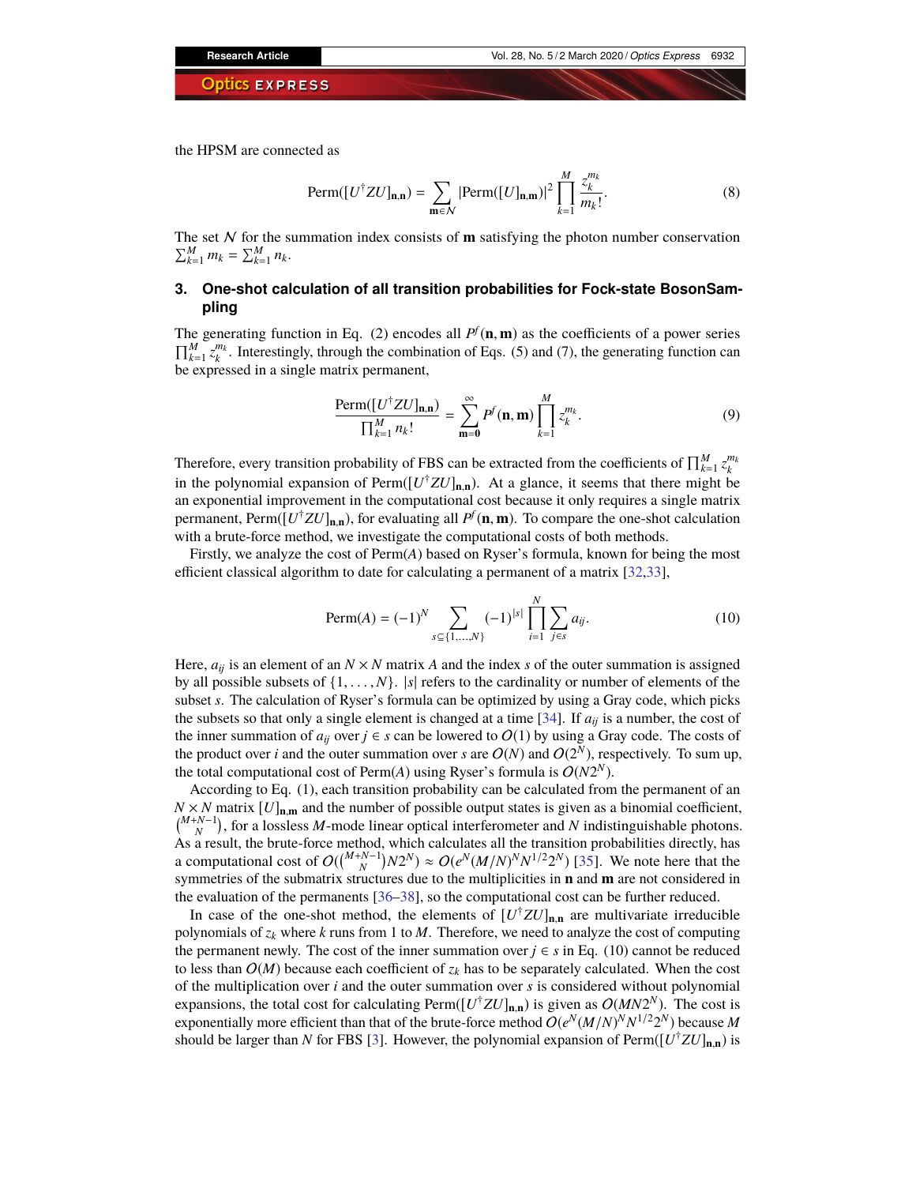the HPSM are connected as

$$\mathrm{Perm}([U^{\dagger}ZU]_{\mathbf{n},\mathbf{n}}) = \sum_{\mathbf{m}\in\mathcal{N}} |\mathrm{Perm}([U]_{\mathbf{n},\mathbf{m}})|^2 \prod_{k=1}^{M} \frac{z_k^{m_k}}{m_k!}. \tag{8}$$

The set $\mathcal{N}$ for the summation index consists of $\mathbf{m}$ satisfying the photon number conservation $\sum_{k=1}^{M} m_k = \sum_{k=1}^{M} n_k$.

## 3. One-shot calculation of all transition probabilities for Fock-state BosonSampling

The generating function in Eq. (2) encodes all $P^f(\mathbf{n},\mathbf{m})$ as the coefficients of a power series $\prod_{k=1}^{M} z_k^{m_k}$. Interestingly, through the combination of Eqs. (5) and (7), the generating function can be expressed in a single matrix permanent,

$$\frac{\mathrm{Perm}([U^{\dagger}ZU]_{\mathbf{n},\mathbf{n}})}{\prod_{k=1}^{M} n_k!} = \sum_{\mathbf{m}=\mathbf{0}}^{\infty} P^f(\mathbf{n},\mathbf{m}) \prod_{k=1}^{M} z_k^{m_k}. \tag{9}$$

Therefore, every transition probability of FBS can be extracted from the coefficients of $\prod_{k=1}^{M} z_k^{m_k}$ in the polynomial expansion of $\mathrm{Perm}([U^{\dagger}ZU]_{\mathbf{n},\mathbf{n}})$. At a glance, it seems that there might be an exponential improvement in the computational cost because it only requires a single matrix permanent, $\mathrm{Perm}([U^{\dagger}ZU]_{\mathbf{n},\mathbf{n}})$, for evaluating all $P^f(\mathbf{n},\mathbf{m})$. To compare the one-shot calculation with a brute-force method, we investigate the computational costs of both methods.

Firstly, we analyze the cost of $\mathrm{Perm}(A)$ based on Ryser's formula, known for being the most efficient classical algorithm to date for calculating a permanent of a matrix [32,33],

$$\mathrm{Perm}(A) = (-1)^N \sum_{s\subseteq\{1,\ldots,N\}} (-1)^{|s|} \prod_{i=1}^{N} \sum_{j\in s} a_{ij}. \tag{10}$$

Here, $a_{ij}$ is an element of an $N \times N$ matrix $A$ and the index $s$ of the outer summation is assigned by all possible subsets of $\{1,\ldots,N\}$. $|s|$ refers to the cardinality or number of elements of the subset $s$. The calculation of Ryser's formula can be optimized by using a Gray code, which picks the subsets so that only a single element is changed at a time [34]. If $a_{ij}$ is a number, the cost of the inner summation of $a_{ij}$ over $j \in s$ can be lowered to $O(1)$ by using a Gray code. The costs of the product over $i$ and the outer summation over $s$ are $O(N)$ and $O(2^N)$, respectively. To sum up, the total computational cost of $\mathrm{Perm}(A)$ using Ryser's formula is $O(N2^N)$.

According to Eq. (1), each transition probability can be calculated from the permanent of an $N \times N$ matrix $[U]_{\mathbf{n},\mathbf{m}}$ and the number of possible output states is given as a binomial coefficient, $\binom{M+N-1}{N}$, for a lossless $M$-mode linear optical interferometer and $N$ indistinguishable photons. As a result, the brute-force method, which calculates all the transition probabilities directly, has a computational cost of $O(\binom{M+N-1}{N}N2^N) \approx O(e^N(M/N)^N N^{1/2}2^N)$ [35]. We note here that the symmetries of the submatrix structures due to the multiplicities in $\mathbf{n}$ and $\mathbf{m}$ are not considered in the evaluation of the permanents [36–38], so the computational cost can be further reduced.

In case of the one-shot method, the elements of $[U^{\dagger}ZU]_{\mathbf{n},\mathbf{n}}$ are multivariate irreducible polynomials of $z_k$ where $k$ runs from 1 to $M$. Therefore, we need to analyze the cost of computing the permanent newly. The cost of the inner summation over $j \in s$ in Eq. (10) cannot be reduced to less than $O(M)$ because each coefficient of $z_k$ has to be separately calculated. When the cost of the multiplication over $i$ and the outer summation over $s$ is considered without polynomial expansions, the total cost for calculating $\mathrm{Perm}([U^{\dagger}ZU]_{\mathbf{n},\mathbf{n}})$ is given as $O(MN2^N)$. The cost is exponentially more efficient than that of the brute-force method $O(e^N(M/N)^N N^{1/2}2^N)$ because $M$ should be larger than $N$ for FBS [3]. However, the polynomial expansion of $\mathrm{Perm}([U^{\dagger}ZU]_{\mathbf{n},\mathbf{n}})$ is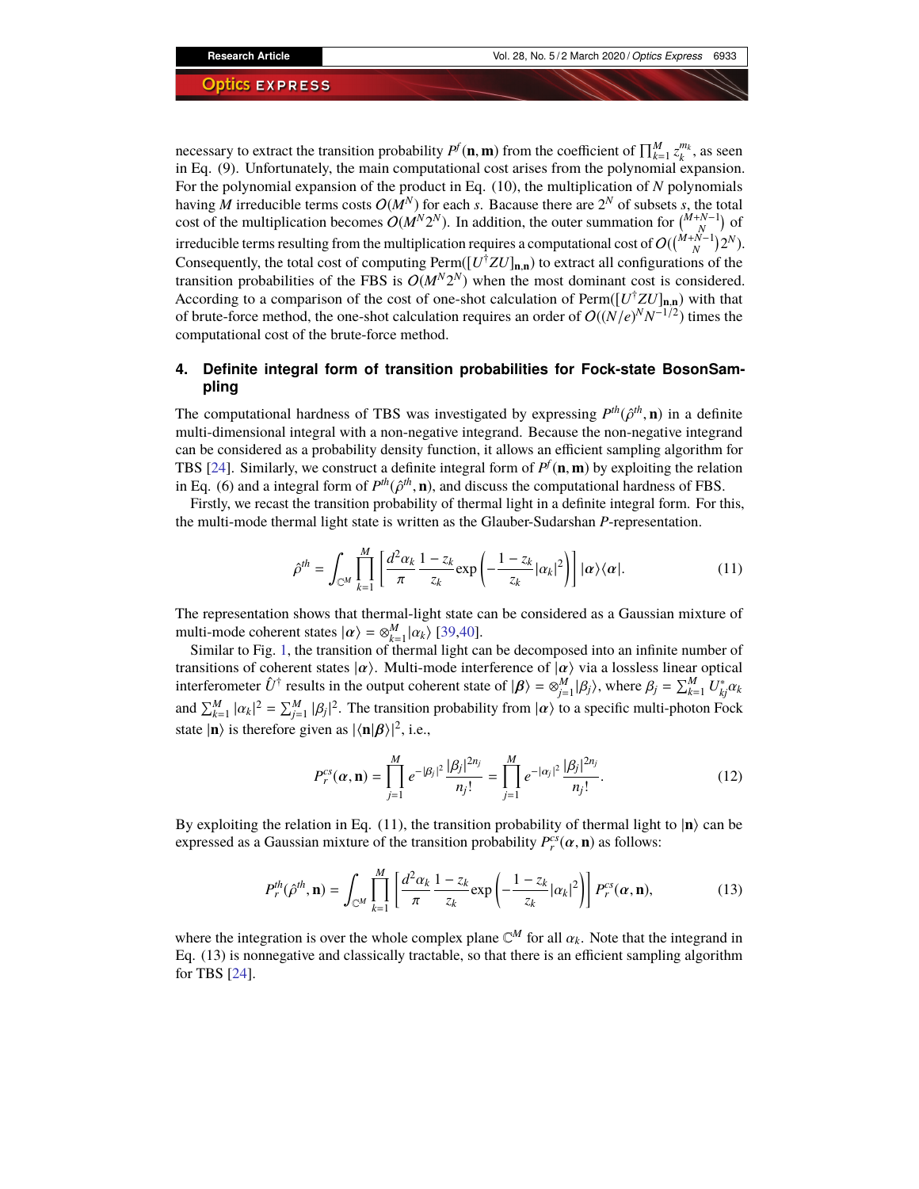necessary to extract the transition probability $P^f(\mathbf{n},\mathbf{m})$ from the coefficient of $\prod_{k=1}^{M} z_k^{m_k}$, as seen in Eq. (9). Unfortunately, the main computational cost arises from the polynomial expansion. For the polynomial expansion of the product in Eq. (10), the multiplication of $N$ polynomials having $M$ irreducible terms costs $O(M^N)$ for each $s$. Bacause there are $2^N$ of subsets $s$, the total cost of the multiplication becomes $O(M^N 2^N)$. In addition, the outer summation for $\binom{M+N-1}{N}$ of irreducible terms resulting from the multiplication requires a computational cost of $O(\binom{M+N-1}{N}2^N)$. Consequently, the total cost of computing $\mathrm{Perm}([U^\dagger Z U]_{\mathbf{n},\mathbf{n}})$ to extract all configurations of the transition probabilities of the FBS is $O(M^N 2^N)$ when the most dominant cost is considered. According to a comparison of the cost of one-shot calculation of $\mathrm{Perm}([U^\dagger Z U]_{\mathbf{n},\mathbf{n}})$ with that of brute-force method, the one-shot calculation requires an order of $O((N/e)^N N^{-1/2})$ times the computational cost of the brute-force method.

## 4. Definite integral form of transition probabilities for Fock-state BosonSampling

The computational hardness of TBS was investigated by expressing $P^{th}(\hat{\rho}^{th},\mathbf{n})$ in a definite multi-dimensional integral with a non-negative integrand. Because the non-negative integrand can be considered as a probability density function, it allows an efficient sampling algorithm for TBS [24]. Similarly, we construct a definite integral form of $P^f(\mathbf{n},\mathbf{m})$ by exploiting the relation in Eq. (6) and a integral form of $P^{th}(\hat{\rho}^{th},\mathbf{n})$, and discuss the computational hardness of FBS.

Firstly, we recast the transition probability of thermal light in a definite integral form. For this, the multi-mode thermal light state is written as the Glauber-Sudarshan $P$-representation.

$$\hat{\rho}^{th} = \int_{\mathbb{C}^M} \prod_{k=1}^{M} \left[ \frac{d^2\alpha_k}{\pi} \frac{1-z_k}{z_k} \exp\left(-\frac{1-z_k}{z_k}|\alpha_k|^2\right) \right] |\boldsymbol{\alpha}\rangle\langle\boldsymbol{\alpha}|. \tag{11}$$

The representation shows that thermal-light state can be considered as a Gaussian mixture of multi-mode coherent states $|\boldsymbol{\alpha}\rangle = \otimes_{k=1}^{M}|\alpha_k\rangle$ [39,40].

Similar to Fig. 1, the transition of thermal light can be decomposed into an infinite number of transitions of coherent states $|\boldsymbol{\alpha}\rangle$. Multi-mode interference of $|\boldsymbol{\alpha}\rangle$ via a lossless linear optical interferometer $\hat{U}^\dagger$ results in the output coherent state of $|\boldsymbol{\beta}\rangle = \otimes_{j=1}^{M}|\beta_j\rangle$, where $\beta_j = \sum_{k=1}^{M} U_{kj}^* \alpha_k$ and $\sum_{k=1}^{M}|\alpha_k|^2 = \sum_{j=1}^{M}|\beta_j|^2$. The transition probability from $|\boldsymbol{\alpha}\rangle$ to a specific multi-photon Fock state $|\mathbf{n}\rangle$ is therefore given as $|\langle\mathbf{n}|\boldsymbol{\beta}\rangle|^2$, i.e.,

$$P_r^{cs}(\boldsymbol{\alpha},\mathbf{n}) = \prod_{j=1}^{M} e^{-|\beta_j|^2}\frac{|\beta_j|^{2n_j}}{n_j!} = \prod_{j=1}^{M} e^{-|\alpha_j|^2}\frac{|\beta_j|^{2n_j}}{n_j!}. \tag{12}$$

By exploiting the relation in Eq. (11), the transition probability of thermal light to $|\mathbf{n}\rangle$ can be expressed as a Gaussian mixture of the transition probability $P_r^{cs}(\boldsymbol{\alpha},\mathbf{n})$ as follows:

$$P_r^{th}(\hat{\rho}^{th},\mathbf{n}) = \int_{\mathbb{C}^M} \prod_{k=1}^{M} \left[ \frac{d^2\alpha_k}{\pi} \frac{1-z_k}{z_k} \exp\left(-\frac{1-z_k}{z_k}|\alpha_k|^2\right) \right] P_r^{cs}(\boldsymbol{\alpha},\mathbf{n}), \tag{13}$$

where the integration is over the whole complex plane $\mathbb{C}^M$ for all $\alpha_k$. Note that the integrand in Eq. (13) is nonnegative and classically tractable, so that there is an efficient sampling algorithm for TBS [24].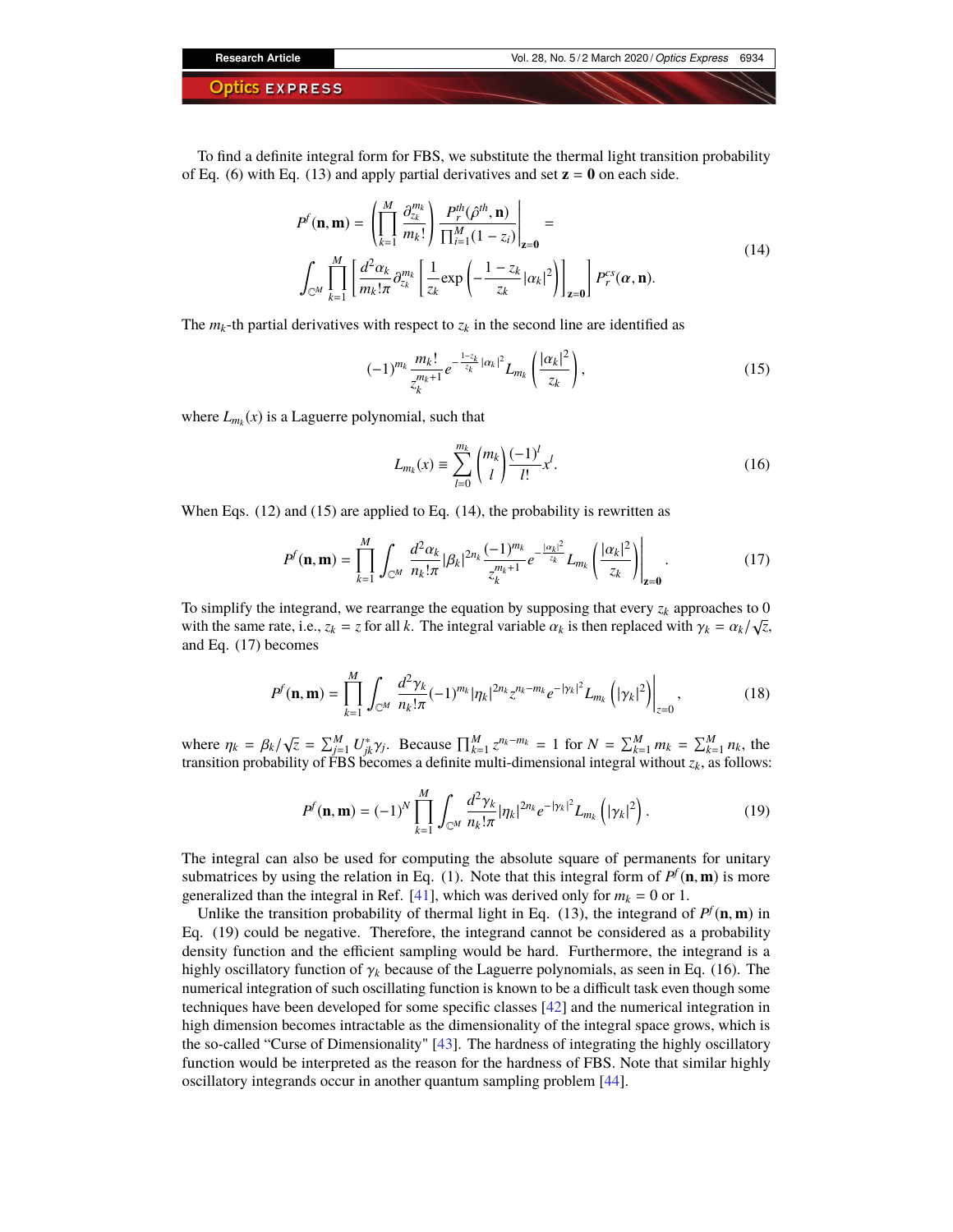To find a definite integral form for FBS, we substitute the thermal light transition probability of Eq. (6) with Eq. (13) and apply partial derivatives and set $\mathbf{z} = \mathbf{0}$ on each side.

$$
\begin{aligned}
P^f(\mathbf{n}, \mathbf{m}) = \left( \prod_{k=1}^{M} \frac{\partial_{z_k}^{m_k}}{m_k!} \right) \frac{P_r^{th}(\hat{\rho}^{th}, \mathbf{n})}{\prod_{i=1}^{M}(1 - z_i)} \Bigg|_{\mathbf{z}=\mathbf{0}} = \\
\int_{\mathbb{C}^M} \prod_{k=1}^{M} \left[ \frac{d^2\alpha_k}{m_k! \pi} \partial_{z_k}^{m_k} \left[ \frac{1}{z_k} \exp\left( -\frac{1 - z_k}{z_k} |\alpha_k|^2 \right) \right]_{\mathbf{z}=\mathbf{0}} \right] P_r^{cs}(\boldsymbol{\alpha}, \mathbf{n}).
\end{aligned}
\tag{14}
$$

The $m_k$-th partial derivatives with respect to $z_k$ in the second line are identified as

$$
(-1)^{m_k} \frac{m_k!}{z_k^{m_k+1}} e^{-\frac{1-z_k}{z_k}|\alpha_k|^2} L_{m_k}\left( \frac{|\alpha_k|^2}{z_k} \right),
\tag{15}
$$

where $L_{m_k}(x)$ is a Laguerre polynomial, such that

$$
L_{m_k}(x) \equiv \sum_{l=0}^{m_k} \binom{m_k}{l} \frac{(-1)^l}{l!} x^l.
\tag{16}
$$

When Eqs. (12) and (15) are applied to Eq. (14), the probability is rewritten as

$$
P^f(\mathbf{n}, \mathbf{m}) = \prod_{k=1}^{M} \int_{\mathbb{C}^M} \frac{d^2\alpha_k}{n_k! \pi} |\beta_k|^{2n_k} \frac{(-1)^{m_k}}{z_k^{m_k+1}} e^{-\frac{|\alpha_k|^2}{z_k}} L_{m_k}\left( \frac{|\alpha_k|^2}{z_k} \right) \Bigg|_{\mathbf{z}=\mathbf{0}}.
\tag{17}
$$

To simplify the integrand, we rearrange the equation by supposing that every $z_k$ approaches to 0 with the same rate, i.e., $z_k = z$ for all $k$. The integral variable $\alpha_k$ is then replaced with $\gamma_k = \alpha_k/\sqrt{z}$, and Eq. (17) becomes

$$
P^f(\mathbf{n}, \mathbf{m}) = \prod_{k=1}^{M} \int_{\mathbb{C}^M} \frac{d^2\gamma_k}{n_k! \pi} (-1)^{m_k} |\eta_k|^{2n_k} z^{n_k - m_k} e^{-|\gamma_k|^2} L_{m_k}\left( |\gamma_k|^2 \right) \Bigg|_{z=0},
\tag{18}
$$

where $\eta_k = \beta_k/\sqrt{z} = \sum_{j=1}^{M} U_{jk}^* \gamma_j$. Because $\prod_{k=1}^{M} z^{n_k - m_k} = 1$ for $N = \sum_{k=1}^{M} m_k = \sum_{k=1}^{M} n_k$, the transition probability of FBS becomes a definite multi-dimensional integral without $z_k$, as follows:

$$
P^f(\mathbf{n}, \mathbf{m}) = (-1)^N \prod_{k=1}^{M} \int_{\mathbb{C}^M} \frac{d^2\gamma_k}{n_k! \pi} |\eta_k|^{2n_k} e^{-|\gamma_k|^2} L_{m_k}\left( |\gamma_k|^2 \right).
\tag{19}
$$

The integral can also be used for computing the absolute square of permanents for unitary submatrices by using the relation in Eq. (1). Note that this integral form of $P^f(\mathbf{n}, \mathbf{m})$ is more generalized than the integral in Ref. [41], which was derived only for $m_k = 0$ or 1.

Unlike the transition probability of thermal light in Eq. (13), the integrand of $P^f(\mathbf{n}, \mathbf{m})$ in Eq. (19) could be negative. Therefore, the integrand cannot be considered as a probability density function and the efficient sampling would be hard. Furthermore, the integrand is a highly oscillatory function of $\gamma_k$ because of the Laguerre polynomials, as seen in Eq. (16). The numerical integration of such oscillating function is known to be a difficult task even though some techniques have been developed for some specific classes [42] and the numerical integration in high dimension becomes intractable as the dimensionality of the integral space grows, which is the so-called "Curse of Dimensionality" [43]. The hardness of integrating the highly oscillatory function would be interpreted as the reason for the hardness of FBS. Note that similar highly oscillatory integrands occur in another quantum sampling problem [44].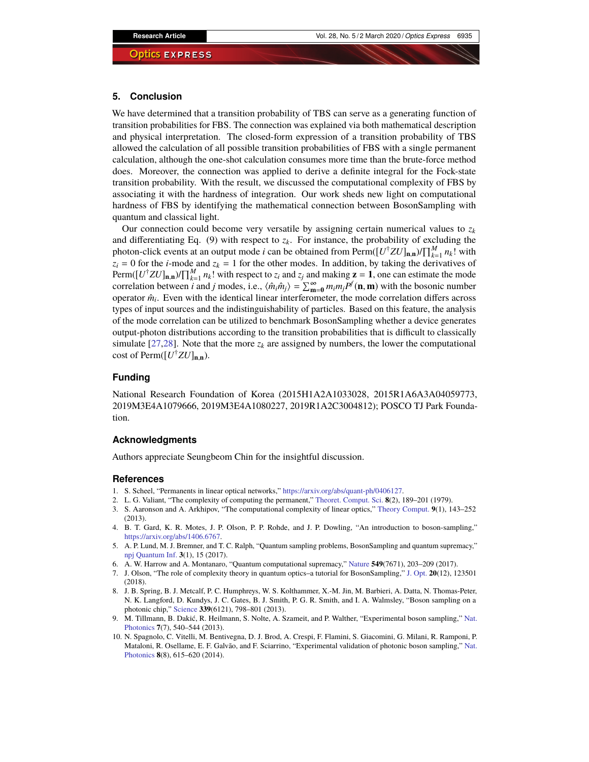## 5. Conclusion

We have determined that a transition probability of TBS can serve as a generating function of transition probabilities for FBS. The connection was explained via both mathematical description and physical interpretation. The closed-form expression of a transition probability of TBS allowed the calculation of all possible transition probabilities of FBS with a single permanent calculation, although the one-shot calculation consumes more time than the brute-force method does. Moreover, the connection was applied to derive a definite integral for the Fock-state transition probability. With the result, we discussed the computational complexity of FBS by associating it with the hardness of integration. Our work sheds new light on computational hardness of FBS by identifying the mathematical connection between BosonSampling with quantum and classical light.

Our connection could become very versatile by assigning certain numerical values to $z_k$ and differentiating Eq. (9) with respect to $z_k$. For instance, the probability of excluding the photon-click events at an output mode $i$ can be obtained from $\mathrm{Perm}([U^\dagger Z U]_{\mathbf{n},\mathbf{n}})/\prod_{k=1}^{M} n_k!$ with $z_i = 0$ for the $i$-mode and $z_k = 1$ for the other modes. In addition, by taking the derivatives of $\mathrm{Perm}([U^\dagger Z U]_{\mathbf{n},\mathbf{n}})/\prod_{k=1}^{M} n_k!$ with respect to $z_i$ and $z_j$ and making $\mathbf{z} = \mathbf{1}$, one can estimate the mode correlation between $i$ and $j$ modes, i.e., $\langle \hat{m}_i \hat{m}_j \rangle = \sum_{\mathbf{m}=\mathbf{0}}^{\infty} m_i m_j P^f(\mathbf{n}, \mathbf{m})$ with the bosonic number operator $\hat{m}_i$. Even with the identical linear interferometer, the mode correlation differs across types of input sources and the indistinguishability of particles. Based on this feature, the analysis of the mode correlation can be utilized to benchmark BosonSampling whether a device generates output-photon distributions according to the transition probabilities that is difficult to classically simulate [27,28]. Note that the more $z_k$ are assigned by numbers, the lower the computational cost of $\mathrm{Perm}([U^\dagger Z U]_{\mathbf{n},\mathbf{n}})$.

## Funding

National Research Foundation of Korea (2015H1A2A1033028, 2015R1A6A3A04059773, 2019M3E4A1079666, 2019M3E4A1080227, 2019R1A2C3004812); POSCO TJ Park Foundation.

## Acknowledgments

Authors appreciate Seungbeom Chin for the insightful discussion.

## References

1. S. Scheel, "Permanents in linear optical networks," https://arxiv.org/abs/quant-ph/0406127.
2. L. G. Valiant, "The complexity of computing the permanent," Theoret. Comput. Sci. **8**(2), 189–201 (1979).
3. S. Aaronson and A. Arkhipov, "The computational complexity of linear optics," Theory Comput. **9**(1), 143–252 (2013).
4. B. T. Gard, K. R. Motes, J. P. Olson, P. P. Rohde, and J. P. Dowling, "An introduction to boson-sampling," https://arxiv.org/abs/1406.6767.
5. A. P. Lund, M. J. Bremner, and T. C. Ralph, "Quantum sampling problems, BosonSampling and quantum supremacy," npj Quantum Inf. **3**(1), 15 (2017).
6. A. W. Harrow and A. Montanaro, "Quantum computational supremacy," Nature **549**(7671), 203–209 (2017).
7. J. Olson, "The role of complexity theory in quantum optics–a tutorial for BosonSampling," J. Opt. **20**(12), 123501 (2018).
8. J. B. Spring, B. J. Metcalf, P. C. Humphreys, W. S. Kolthammer, X.-M. Jin, M. Barbieri, A. Datta, N. Thomas-Peter, N. K. Langford, D. Kundys, J. C. Gates, B. J. Smith, P. G. R. Smith, and I. A. Walmsley, "Boson sampling on a photonic chip," Science **339**(6121), 798–801 (2013).
9. M. Tillmann, B. Dakić, R. Heilmann, S. Nolte, A. Szameit, and P. Walther, "Experimental boson sampling," Nat. Photonics **7**(7), 540–544 (2013).
10. N. Spagnolo, C. Vitelli, M. Bentivegna, D. J. Brod, A. Crespi, F. Flamini, S. Giacomini, G. Milani, R. Ramponi, P. Mataloni, R. Osellame, E. F. Galvão, and F. Sciarrino, "Experimental validation of photonic boson sampling," Nat. Photonics **8**(8), 615–620 (2014).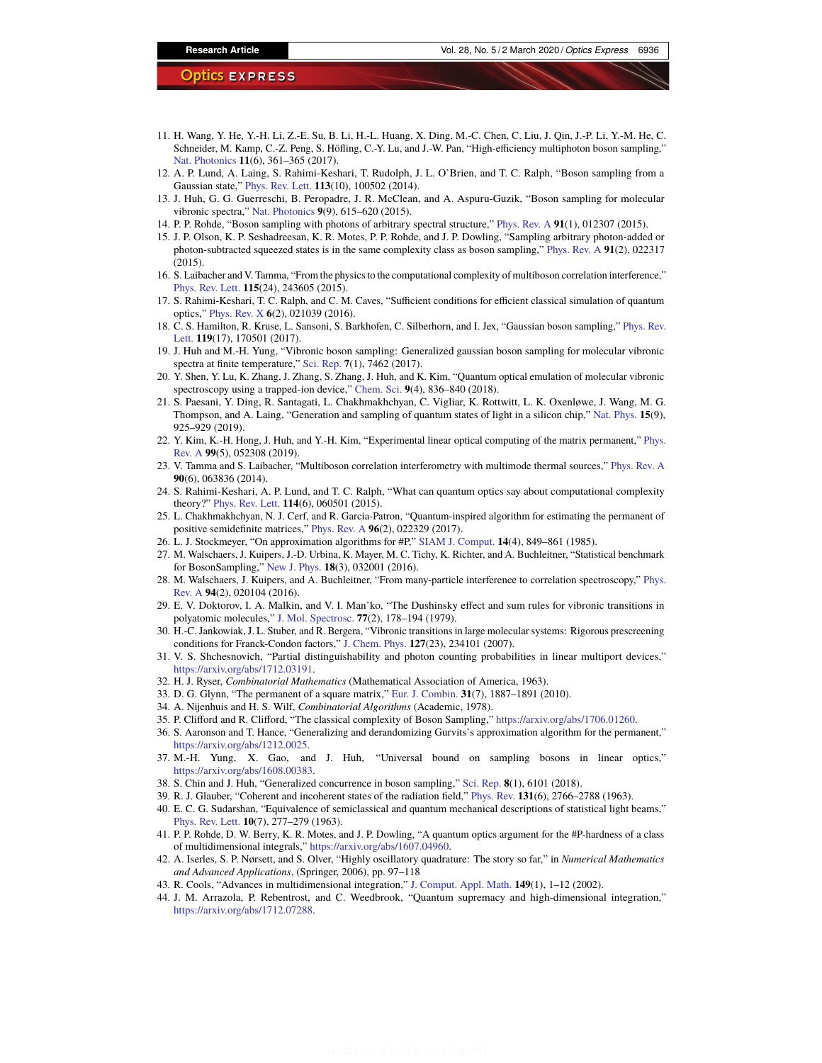11. H. Wang, Y. He, Y.-H. Li, Z.-E. Su, B. Li, H.-L. Huang, X. Ding, M.-C. Chen, C. Liu, J. Qin, J.-P. Li, Y.-M. He, C. Schneider, M. Kamp, C.-Z. Peng, S. Höfling, C.-Y. Lu, and J.-W. Pan, "High-efficiency multiphoton boson sampling," Nat. Photonics **11**(6), 361–365 (2017).
12. A. P. Lund, A. Laing, S. Rahimi-Keshari, T. Rudolph, J. L. O'Brien, and T. C. Ralph, "Boson sampling from a Gaussian state," Phys. Rev. Lett. **113**(10), 100502 (2014).
13. J. Huh, G. G. Guerreschi, B. Peropadre, J. R. McClean, and A. Aspuru-Guzik, "Boson sampling for molecular vibronic spectra," Nat. Photonics **9**(9), 615–620 (2015).
14. P. P. Rohde, "Boson sampling with photons of arbitrary spectral structure," Phys. Rev. A **91**(1), 012307 (2015).
15. J. P. Olson, K. P. Seshadreesan, K. R. Motes, P. P. Rohde, and J. P. Dowling, "Sampling arbitrary photon-added or photon-subtracted squeezed states is in the same complexity class as boson sampling," Phys. Rev. A **91**(2), 022317 (2015).
16. S. Laibacher and V. Tamma, "From the physics to the computational complexity of multiboson correlation interference," Phys. Rev. Lett. **115**(24), 243605 (2015).
17. S. Rahimi-Keshari, T. C. Ralph, and C. M. Caves, "Sufficient conditions for efficient classical simulation of quantum optics," Phys. Rev. X **6**(2), 021039 (2016).
18. C. S. Hamilton, R. Kruse, L. Sansoni, S. Barkhofen, C. Silberhorn, and I. Jex, "Gaussian boson sampling," Phys. Rev. Lett. **119**(17), 170501 (2017).
19. J. Huh and M.-H. Yung, "Vibronic boson sampling: Generalized gaussian boson sampling for molecular vibronic spectra at finite temperature," Sci. Rep. **7**(1), 7462 (2017).
20. Y. Shen, Y. Lu, K. Zhang, J. Zhang, S. Zhang, J. Huh, and K. Kim, "Quantum optical emulation of molecular vibronic spectroscopy using a trapped-ion device," Chem. Sci. **9**(4), 836–840 (2018).
21. S. Paesani, Y. Ding, R. Santagati, L. Chakhmakhchyan, C. Vigliar, K. Rottwitt, L. K. Oxenløwe, J. Wang, M. G. Thompson, and A. Laing, "Generation and sampling of quantum states of light in a silicon chip," Nat. Phys. **15**(9), 925–929 (2019).
22. Y. Kim, K.-H. Hong, J. Huh, and Y.-H. Kim, "Experimental linear optical computing of the matrix permanent," Phys. Rev. A **99**(5), 052308 (2019).
23. V. Tamma and S. Laibacher, "Multiboson correlation interferometry with multimode thermal sources," Phys. Rev. A **90**(6), 063836 (2014).
24. S. Rahimi-Keshari, A. P. Lund, and T. C. Ralph, "What can quantum optics say about computational complexity theory?" Phys. Rev. Lett. **114**(6), 060501 (2015).
25. L. Chakhmakhchyan, N. J. Cerf, and R. Garcia-Patron, "Quantum-inspired algorithm for estimating the permanent of positive semidefinite matrices," Phys. Rev. A **96**(2), 022329 (2017).
26. L. J. Stockmeyer, "On approximation algorithms for #P," SIAM J. Comput. **14**(4), 849–861 (1985).
27. M. Walschaers, J. Kuipers, J.-D. Urbina, K. Mayer, M. C. Tichy, K. Richter, and A. Buchleitner, "Statistical benchmark for BosonSampling," New J. Phys. **18**(3), 032001 (2016).
28. M. Walschaers, J. Kuipers, and A. Buchleitner, "From many-particle interference to correlation spectroscopy," Phys. Rev. A **94**(2), 020104 (2016).
29. E. V. Doktorov, I. A. Malkin, and V. I. Man'ko, "The Dushinsky effect and sum rules for vibronic transitions in polyatomic molecules," J. Mol. Spectrosc. **77**(2), 178–194 (1979).
30. H.-C. Jankowiak, J. L. Stuber, and R. Bergera, "Vibronic transitions in large molecular systems: Rigorous prescreening conditions for Franck-Condon factors," J. Chem. Phys. **127**(23), 234101 (2007).
31. V. S. Shchesnovich, "Partial distinguishability and photon counting probabilities in linear multiport devices," https://arxiv.org/abs/1712.03191.
32. H. J. Ryser, *Combinatorial Mathematics* (Mathematical Association of America, 1963).
33. D. G. Glynn, "The permanent of a square matrix," Eur. J. Combin. **31**(7), 1887–1891 (2010).
34. A. Nijenhuis and H. S. Wilf, *Combinatorial Algorithms* (Academic, 1978).
35. P. Clifford and R. Clifford, "The classical complexity of Boson Sampling," https://arxiv.org/abs/1706.01260.
36. S. Aaronson and T. Hance, "Generalizing and derandomizing Gurvits's approximation algorithm for the permanent," https://arxiv.org/abs/1212.0025.
37. M.-H. Yung, X. Gao, and J. Huh, "Universal bound on sampling bosons in linear optics," https://arxiv.org/abs/1608.00383.
38. S. Chin and J. Huh, "Generalized concurrence in boson sampling," Sci. Rep. **8**(1), 6101 (2018).
39. R. J. Glauber, "Coherent and incoherent states of the radiation field," Phys. Rev. **131**(6), 2766–2788 (1963).
40. E. C. G. Sudarshan, "Equivalence of semiclassical and quantum mechanical descriptions of statistical light beams," Phys. Rev. Lett. **10**(7), 277–279 (1963).
41. P. P. Rohde, D. W. Berry, K. R. Motes, and J. P. Dowling, "A quantum optics argument for the #P-hardness of a class of multidimensional integrals," https://arxiv.org/abs/1607.04960.
42. A. Iserles, S. P. Nørsett, and S. Olver, "Highly oscillatory quadrature: The story so far," in *Numerical Mathematics and Advanced Applications*, (Springer, 2006), pp. 97–118
43. R. Cools, "Advances in multidimensional integration," J. Comput. Appl. Math. **149**(1), 1–12 (2002).
44. J. M. Arrazola, P. Rebentrost, and C. Weedbrook, "Quantum supremacy and high-dimensional integration," https://arxiv.org/abs/1712.07288.